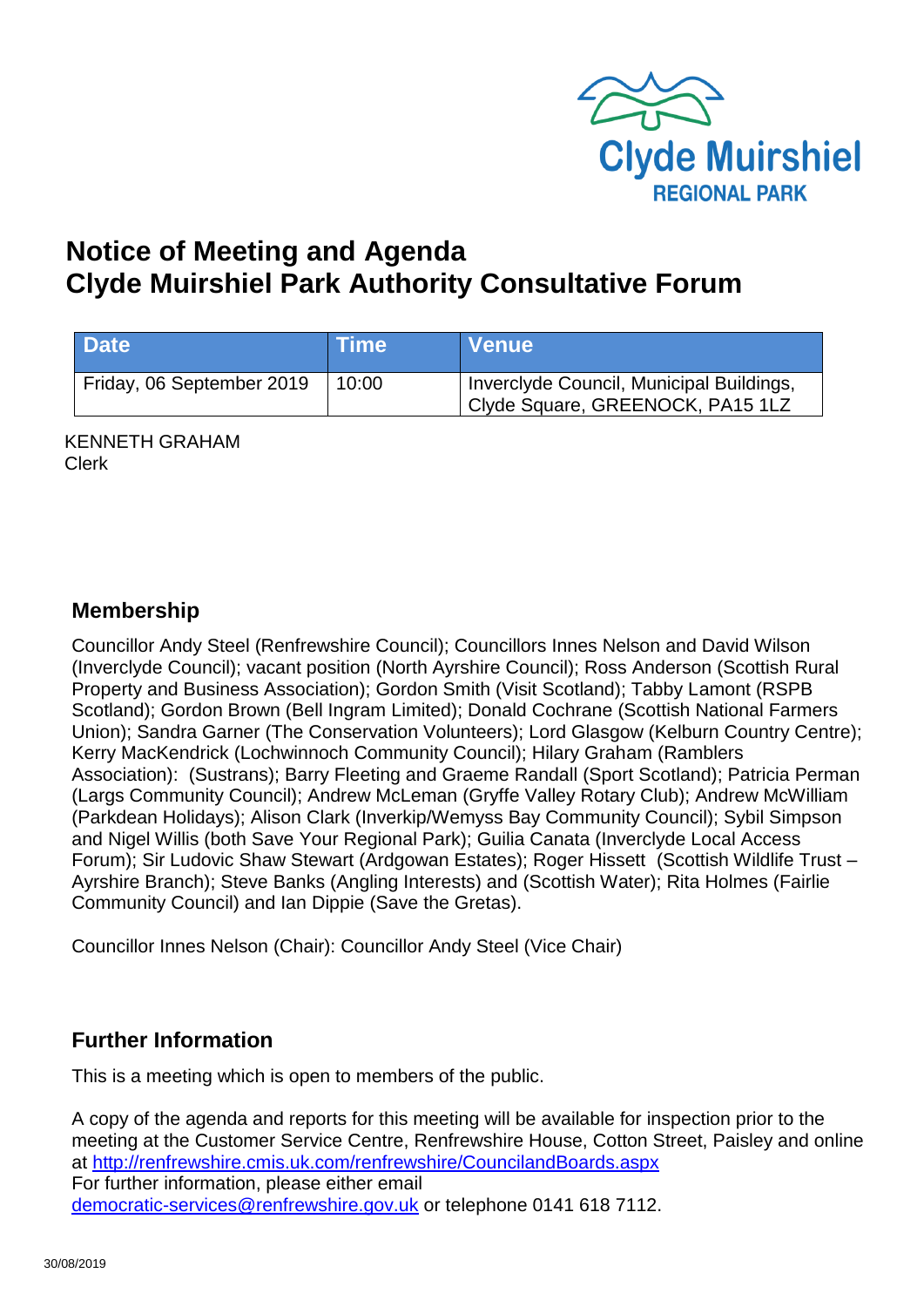Clyde Muirshiel
REGIONAL PARK

# Notice of Meeting and Agenda
# Clyde Muirshiel Park Authority Consultative Forum

| Date | Time | Venue |
| --- | --- | --- |
| Friday, 06 September 2019 | 10:00 | Inverclyde Council, Municipal Buildings, Clyde Square, GREENOCK, PA15 1LZ |

KENNETH GRAHAM
Clerk

## Membership

Councillor Andy Steel (Renfrewshire Council); Councillors Innes Nelson and David Wilson (Inverclyde Council); vacant position (North Ayrshire Council); Ross Anderson (Scottish Rural Property and Business Association); Gordon Smith (Visit Scotland); Tabby Lamont (RSPB Scotland); Gordon Brown (Bell Ingram Limited); Donald Cochrane (Scottish National Farmers Union); Sandra Garner (The Conservation Volunteers); Lord Glasgow (Kelburn Country Centre); Kerry MacKendrick (Lochwinnoch Community Council); Hilary Graham (Ramblers Association): (Sustrans); Barry Fleeting and Graeme Randall (Sport Scotland); Patricia Perman (Largs Community Council); Andrew McLeman (Gryffe Valley Rotary Club); Andrew McWilliam (Parkdean Holidays); Alison Clark (Inverkip/Wemyss Bay Community Council); Sybil Simpson and Nigel Willis (both Save Your Regional Park); Guilia Canata (Inverclyde Local Access Forum); Sir Ludovic Shaw Stewart (Ardgowan Estates); Roger Hissett (Scottish Wildlife Trust – Ayrshire Branch); Steve Banks (Angling Interests) and (Scottish Water); Rita Holmes (Fairlie Community Council) and Ian Dippie (Save the Gretas).

Councillor Innes Nelson (Chair): Councillor Andy Steel (Vice Chair)

## Further Information

This is a meeting which is open to members of the public.

A copy of the agenda and reports for this meeting will be available for inspection prior to the meeting at the Customer Service Centre, Renfrewshire House, Cotton Street, Paisley and online at http://renfrewshire.cmis.uk.com/renfrewshire/CouncilandBoards.aspx
For further information, please either email
democratic-services@renfrewshire.gov.uk or telephone 0141 618 7112.

30/08/2019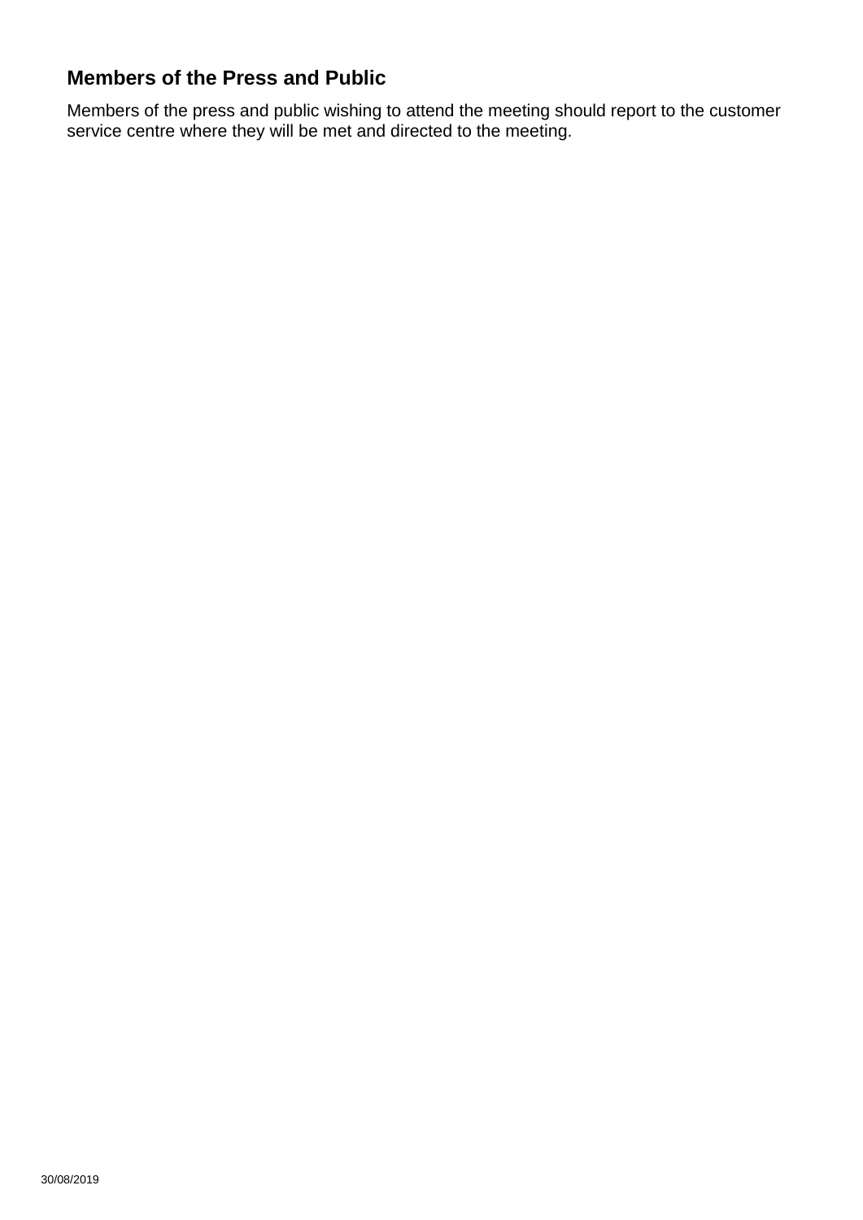## Members of the Press and Public

Members of the press and public wishing to attend the meeting should report to the customer service centre where they will be met and directed to the meeting.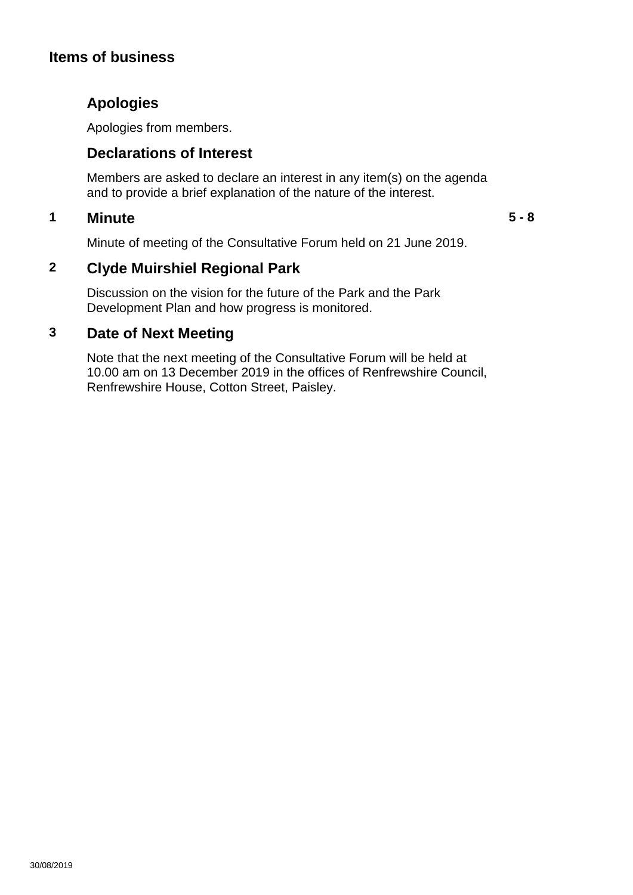## Items of business

### Apologies

Apologies from members.

### Declarations of Interest

Members are asked to declare an interest in any item(s) on the agenda and to provide a brief explanation of the nature of the interest.

### 1 Minute — 5 - 8

Minute of meeting of the Consultative Forum held on 21 June 2019.

### 2 Clyde Muirshiel Regional Park

Discussion on the vision for the future of the Park and the Park Development Plan and how progress is monitored.

### 3 Date of Next Meeting

Note that the next meeting of the Consultative Forum will be held at 10.00 am on 13 December 2019 in the offices of Renfrewshire Council, Renfrewshire House, Cotton Street, Paisley.

30/08/2019